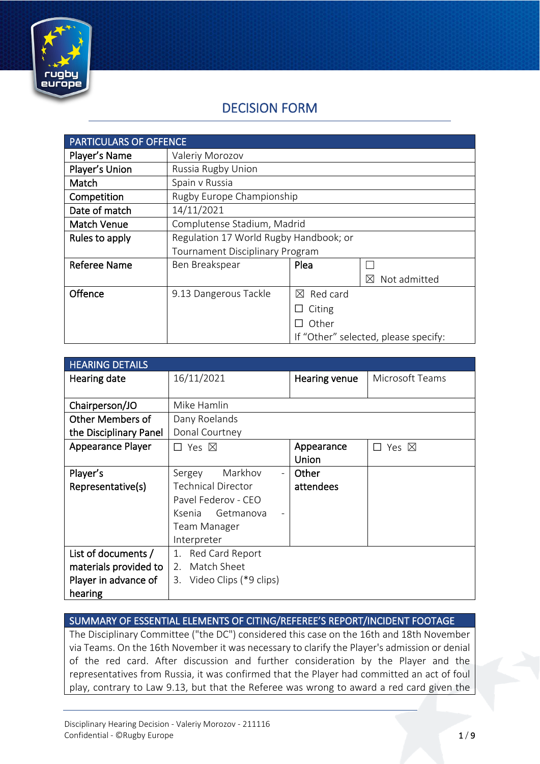# DECISION FORM

| PARTICULARS OF OFFENCE | | | |
|---|---|---|---|
| **Player's Name** | Valeriy Morozov | | |
| **Player's Union** | Russia Rugby Union | | |
| **Match** | Spain v Russia | | |
| **Competition** | Rugby Europe Championship | | |
| **Date of match** | 14/11/2021 | | |
| **Match Venue** | Complutense Stadium, Madrid | | |
| **Rules to apply** | Regulation 17 World Rugby Handbook; or Tournament Disciplinary Program | | |
| **Referee Name** | Ben Breakspear | **Plea** | ☐ <br> ☒ Not admitted |
| **Offence** | 9.13 Dangerous Tackle | ☒ Red card <br> ☐ Citing <br> ☐ Other <br> If "Other" selected, please specify: | |

| HEARING DETAILS | | | |
|---|---|---|---|
| **Hearing date** | 16/11/2021 | **Hearing venue** | Microsoft Teams |
| **Chairperson/JO** | Mike Hamlin | | |
| **Other Members of the Disciplinary Panel** | Dany Roelands <br> Donal Courtney | | |
| **Appearance Player** | ☐ Yes ☒ | **Appearance Union** | ☐ Yes ☒ |
| **Player's Representative(s)** | Sergey Markhov - Technical Director <br> Pavel Federov - CEO <br> Ksenia Getmanova - Team Manager <br> Interpreter | **Other attendees** | |
| **List of documents / materials provided to Player in advance of hearing** | 1. Red Card Report <br> 2. Match Sheet <br> 3. Video Clips (*9 clips) | | |

| SUMMARY OF ESSENTIAL ELEMENTS OF CITING/REFEREE'S REPORT/INCIDENT FOOTAGE |
|---|
| The Disciplinary Committee ("the DC") considered this case on the 16th and 18th November via Teams. On the 16th November it was necessary to clarify the Player's admission or denial of the red card. After discussion and further consideration by the Player and the representatives from Russia, it was confirmed that the Player had committed an act of foul play, contrary to Law 9.13, but that the Referee was wrong to award a red card given the |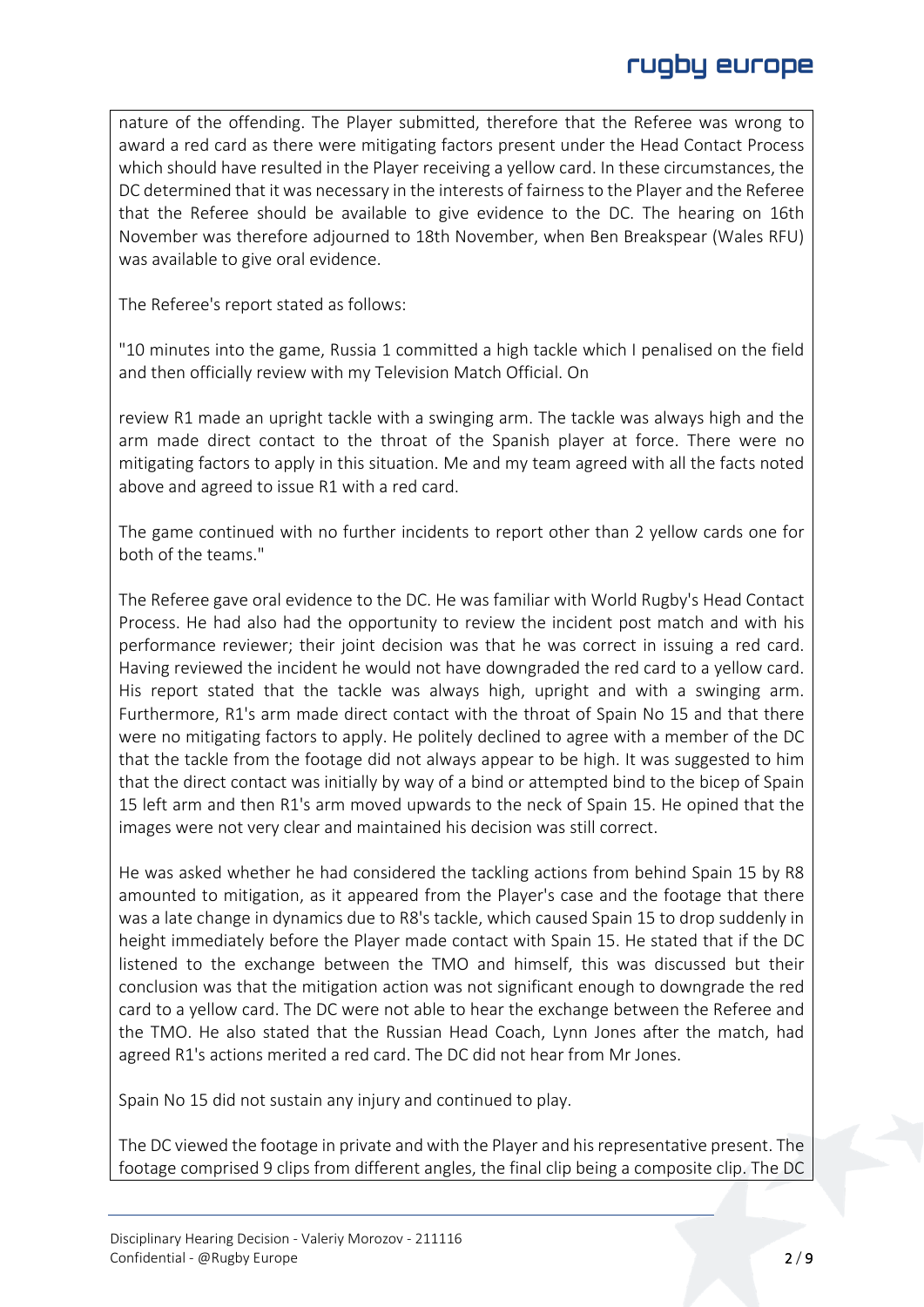nature of the offending. The Player submitted, therefore that the Referee was wrong to award a red card as there were mitigating factors present under the Head Contact Process which should have resulted in the Player receiving a yellow card. In these circumstances, the DC determined that it was necessary in the interests of fairness to the Player and the Referee that the Referee should be available to give evidence to the DC. The hearing on 16th November was therefore adjourned to 18th November, when Ben Breakspear (Wales RFU) was available to give oral evidence.

The Referee's report stated as follows:

"10 minutes into the game, Russia 1 committed a high tackle which I penalised on the field and then officially review with my Television Match Official. On

review R1 made an upright tackle with a swinging arm. The tackle was always high and the arm made direct contact to the throat of the Spanish player at force. There were no mitigating factors to apply in this situation. Me and my team agreed with all the facts noted above and agreed to issue R1 with a red card.

The game continued with no further incidents to report other than 2 yellow cards one for both of the teams."

The Referee gave oral evidence to the DC. He was familiar with World Rugby's Head Contact Process. He had also had the opportunity to review the incident post match and with his performance reviewer; their joint decision was that he was correct in issuing a red card. Having reviewed the incident he would not have downgraded the red card to a yellow card. His report stated that the tackle was always high, upright and with a swinging arm. Furthermore, R1's arm made direct contact with the throat of Spain No 15 and that there were no mitigating factors to apply. He politely declined to agree with a member of the DC that the tackle from the footage did not always appear to be high. It was suggested to him that the direct contact was initially by way of a bind or attempted bind to the bicep of Spain 15 left arm and then R1's arm moved upwards to the neck of Spain 15. He opined that the images were not very clear and maintained his decision was still correct.

He was asked whether he had considered the tackling actions from behind Spain 15 by R8 amounted to mitigation, as it appeared from the Player's case and the footage that there was a late change in dynamics due to R8's tackle, which caused Spain 15 to drop suddenly in height immediately before the Player made contact with Spain 15. He stated that if the DC listened to the exchange between the TMO and himself, this was discussed but their conclusion was that the mitigation action was not significant enough to downgrade the red card to a yellow card. The DC were not able to hear the exchange between the Referee and the TMO. He also stated that the Russian Head Coach, Lynn Jones after the match, had agreed R1's actions merited a red card. The DC did not hear from Mr Jones.

Spain No 15 did not sustain any injury and continued to play.

The DC viewed the footage in private and with the Player and his representative present. The footage comprised 9 clips from different angles, the final clip being a composite clip. The DC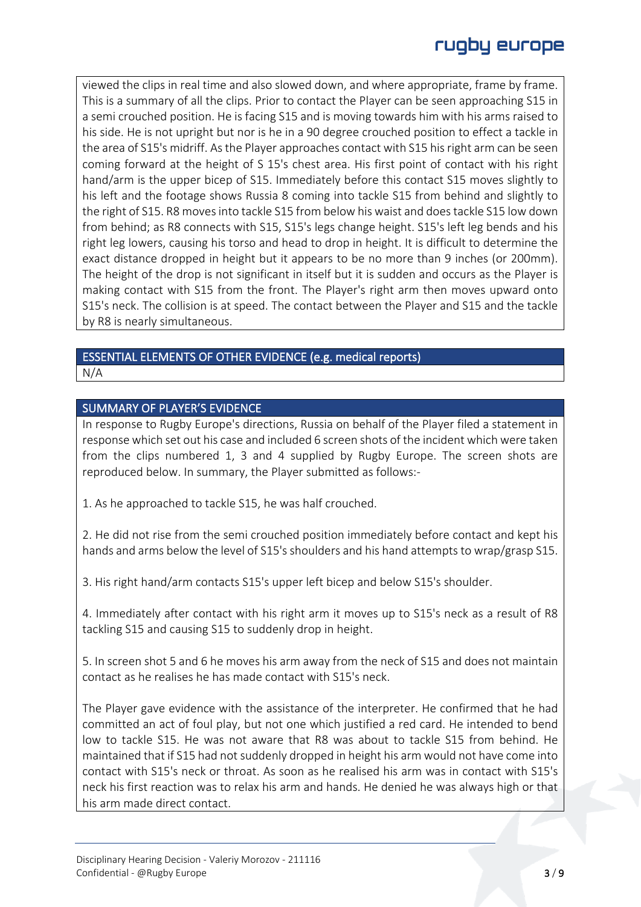viewed the clips in real time and also slowed down, and where appropriate, frame by frame. This is a summary of all the clips. Prior to contact the Player can be seen approaching S15 in a semi crouched position. He is facing S15 and is moving towards him with his arms raised to his side. He is not upright but nor is he in a 90 degree crouched position to effect a tackle in the area of S15's midriff. As the Player approaches contact with S15 his right arm can be seen coming forward at the height of S 15's chest area. His first point of contact with his right hand/arm is the upper bicep of S15. Immediately before this contact S15 moves slightly to his left and the footage shows Russia 8 coming into tackle S15 from behind and slightly to the right of S15. R8 moves into tackle S15 from below his waist and does tackle S15 low down from behind; as R8 connects with S15, S15's legs change height. S15's left leg bends and his right leg lowers, causing his torso and head to drop in height. It is difficult to determine the exact distance dropped in height but it appears to be no more than 9 inches (or 200mm). The height of the drop is not significant in itself but it is sudden and occurs as the Player is making contact with S15 from the front. The Player's right arm then moves upward onto S15's neck. The collision is at speed. The contact between the Player and S15 and the tackle by R8 is nearly simultaneous.

## ESSENTIAL ELEMENTS OF OTHER EVIDENCE (e.g. medical reports)

N/A

## SUMMARY OF PLAYER'S EVIDENCE

In response to Rugby Europe's directions, Russia on behalf of the Player filed a statement in response which set out his case and included 6 screen shots of the incident which were taken from the clips numbered 1, 3 and 4 supplied by Rugby Europe. The screen shots are reproduced below. In summary, the Player submitted as follows:-

1. As he approached to tackle S15, he was half crouched.

2. He did not rise from the semi crouched position immediately before contact and kept his hands and arms below the level of S15's shoulders and his hand attempts to wrap/grasp S15.

3. His right hand/arm contacts S15's upper left bicep and below S15's shoulder.

4. Immediately after contact with his right arm it moves up to S15's neck as a result of R8 tackling S15 and causing S15 to suddenly drop in height.

5. In screen shot 5 and 6 he moves his arm away from the neck of S15 and does not maintain contact as he realises he has made contact with S15's neck.

The Player gave evidence with the assistance of the interpreter. He confirmed that he had committed an act of foul play, but not one which justified a red card. He intended to bend low to tackle S15. He was not aware that R8 was about to tackle S15 from behind. He maintained that if S15 had not suddenly dropped in height his arm would not have come into contact with S15's neck or throat. As soon as he realised his arm was in contact with S15's neck his first reaction was to relax his arm and hands. He denied he was always high or that his arm made direct contact.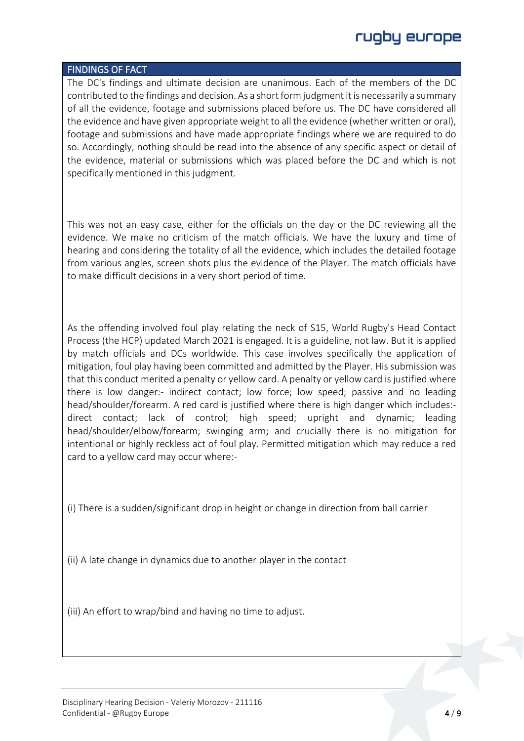## FINDINGS OF FACT

The DC's findings and ultimate decision are unanimous. Each of the members of the DC contributed to the findings and decision. As a short form judgment it is necessarily a summary of all the evidence, footage and submissions placed before us. The DC have considered all the evidence and have given appropriate weight to all the evidence (whether written or oral), footage and submissions and have made appropriate findings where we are required to do so. Accordingly, nothing should be read into the absence of any specific aspect or detail of the evidence, material or submissions which was placed before the DC and which is not specifically mentioned in this judgment.

This was not an easy case, either for the officials on the day or the DC reviewing all the evidence. We make no criticism of the match officials. We have the luxury and time of hearing and considering the totality of all the evidence, which includes the detailed footage from various angles, screen shots plus the evidence of the Player. The match officials have to make difficult decisions in a very short period of time.

As the offending involved foul play relating the neck of S15, World Rugby's Head Contact Process (the HCP) updated March 2021 is engaged. It is a guideline, not law. But it is applied by match officials and DCs worldwide. This case involves specifically the application of mitigation, foul play having been committed and admitted by the Player. His submission was that this conduct merited a penalty or yellow card. A penalty or yellow card is justified where there is low danger:- indirect contact; low force; low speed; passive and no leading head/shoulder/forearm. A red card is justified where there is high danger which includes:- direct contact; lack of control; high speed; upright and dynamic; leading head/shoulder/elbow/forearm; swinging arm; and crucially there is no mitigation for intentional or highly reckless act of foul play. Permitted mitigation which may reduce a red card to a yellow card may occur where:-

(i) There is a sudden/significant drop in height or change in direction from ball carrier

(ii) A late change in dynamics due to another player in the contact

(iii) An effort to wrap/bind and having no time to adjust.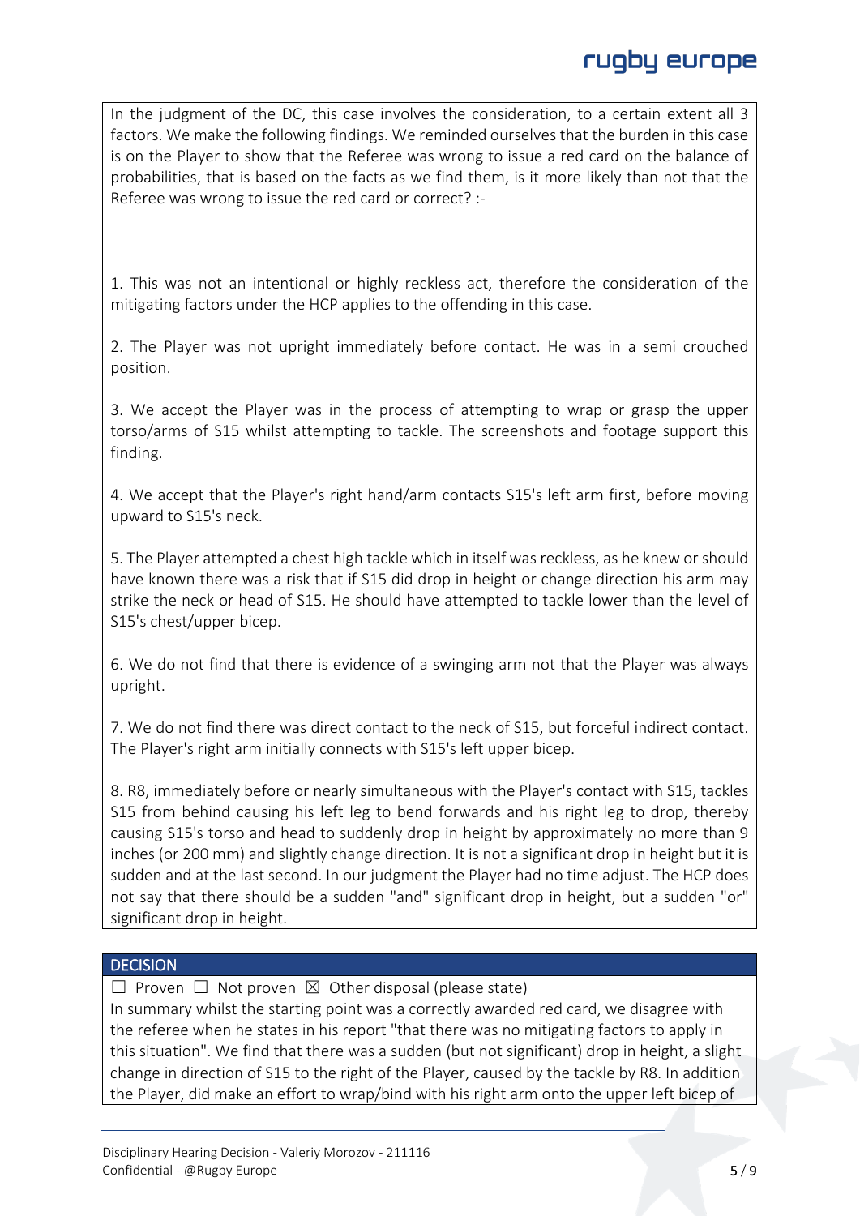In the judgment of the DC, this case involves the consideration, to a certain extent all 3 factors. We make the following findings. We reminded ourselves that the burden in this case is on the Player to show that the Referee was wrong to issue a red card on the balance of probabilities, that is based on the facts as we find them, is it more likely than not that the Referee was wrong to issue the red card or correct? :-

1. This was not an intentional or highly reckless act, therefore the consideration of the mitigating factors under the HCP applies to the offending in this case.

2. The Player was not upright immediately before contact. He was in a semi crouched position.

3. We accept the Player was in the process of attempting to wrap or grasp the upper torso/arms of S15 whilst attempting to tackle. The screenshots and footage support this finding.

4. We accept that the Player's right hand/arm contacts S15's left arm first, before moving upward to S15's neck.

5. The Player attempted a chest high tackle which in itself was reckless, as he knew or should have known there was a risk that if S15 did drop in height or change direction his arm may strike the neck or head of S15. He should have attempted to tackle lower than the level of S15's chest/upper bicep.

6. We do not find that there is evidence of a swinging arm not that the Player was always upright.

7. We do not find there was direct contact to the neck of S15, but forceful indirect contact. The Player's right arm initially connects with S15's left upper bicep.

8. R8, immediately before or nearly simultaneous with the Player's contact with S15, tackles S15 from behind causing his left leg to bend forwards and his right leg to drop, thereby causing S15's torso and head to suddenly drop in height by approximately no more than 9 inches (or 200 mm) and slightly change direction. It is not a significant drop in height but it is sudden and at the last second. In our judgment the Player had no time adjust. The HCP does not say that there should be a sudden "and" significant drop in height, but a sudden "or" significant drop in height.

## DECISION

☐ Proven ☐ Not proven ☒ Other disposal (please state)

In summary whilst the starting point was a correctly awarded red card, we disagree with the referee when he states in his report "that there was no mitigating factors to apply in this situation". We find that there was a sudden (but not significant) drop in height, a slight change in direction of S15 to the right of the Player, caused by the tackle by R8. In addition the Player, did make an effort to wrap/bind with his right arm onto the upper left bicep of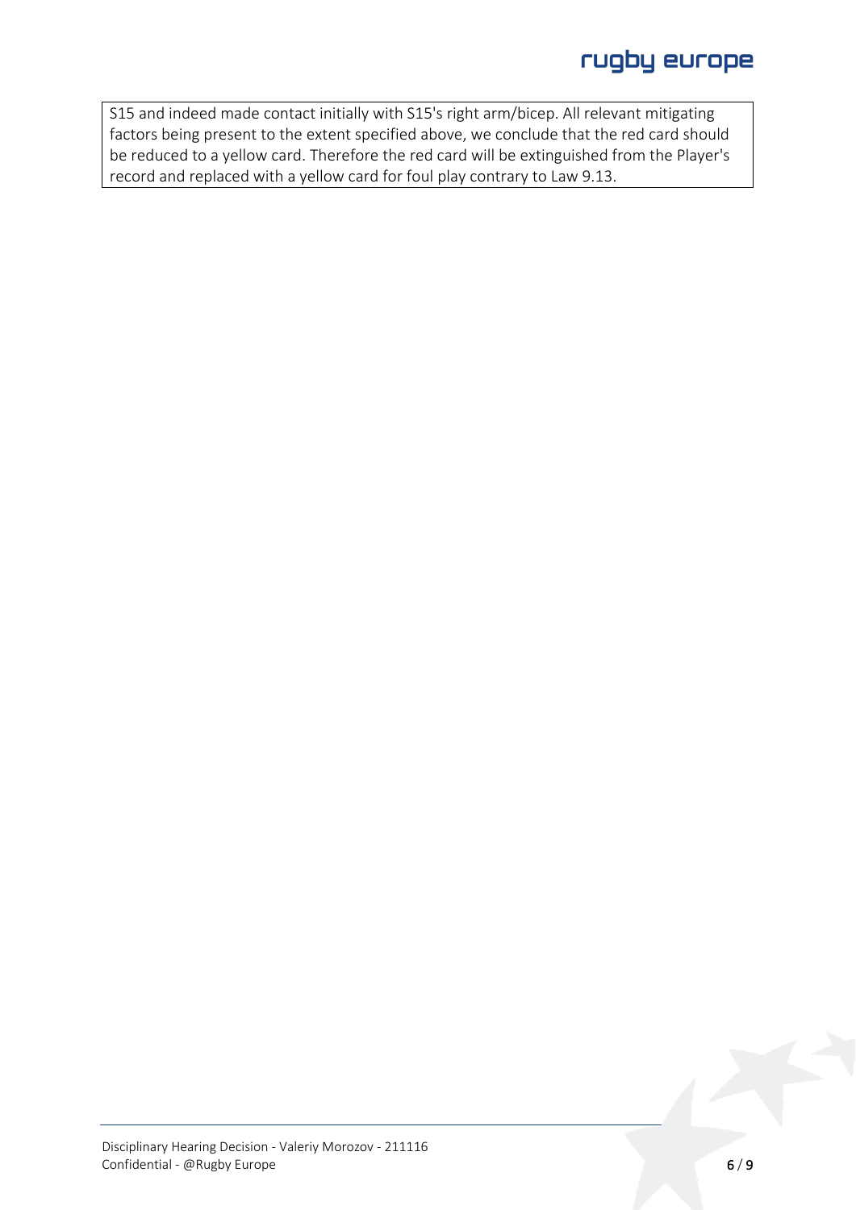S15 and indeed made contact initially with S15's right arm/bicep. All relevant mitigating factors being present to the extent specified above, we conclude that the red card should be reduced to a yellow card. Therefore the red card will be extinguished from the Player's record and replaced with a yellow card for foul play contrary to Law 9.13.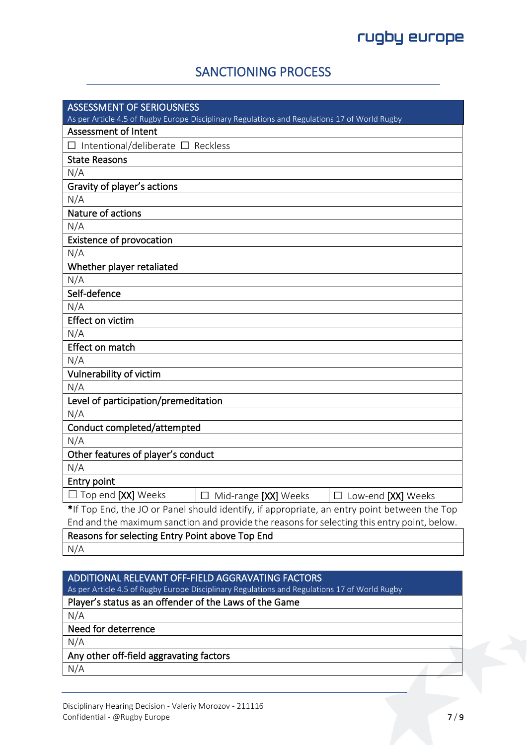## SANCTIONING PROCESS

| ASSESSMENT OF SERIOUSNESS<br>As per Article 4.5 of Rugby Europe Disciplinary Regulations and Regulations 17 of World Rugby | | |
|---|---|---|
| **Assessment of Intent** | | |
| ☐ Intentional/deliberate ☐ Reckless | | |
| **State Reasons** | | |
| N/A | | |
| **Gravity of player's actions** | | |
| N/A | | |
| **Nature of actions** | | |
| N/A | | |
| **Existence of provocation** | | |
| N/A | | |
| **Whether player retaliated** | | |
| N/A | | |
| **Self-defence** | | |
| N/A | | |
| **Effect on victim** | | |
| N/A | | |
| **Effect on match** | | |
| N/A | | |
| **Vulnerability of victim** | | |
| N/A | | |
| **Level of participation/premeditation** | | |
| N/A | | |
| **Conduct completed/attempted** | | |
| N/A | | |
| **Other features of player's conduct** | | |
| N/A | | |
| **Entry point** | | |
| ☐ Top end **[XX]** Weeks | ☐ Mid-range **[XX]** Weeks | ☐ Low-end **[XX]** Weeks |

**\***If Top End, the JO or Panel should identify, if appropriate, an entry point between the Top End and the maximum sanction and provide the reasons for selecting this entry point, below.

| Reasons for selecting Entry Point above Top End |
|---|
| N/A |

| ADDITIONAL RELEVANT OFF-FIELD AGGRAVATING FACTORS<br>As per Article 4.5 of Rugby Europe Disciplinary Regulations and Regulations 17 of World Rugby |
|---|
| **Player's status as an offender of the Laws of the Game** |
| N/A |
| **Need for deterrence** |
| N/A |
| **Any other off-field aggravating factors** |
| N/A |

Disciplinary Hearing Decision - Valeriy Morozov - 211116
Confidential - @Rugby Europe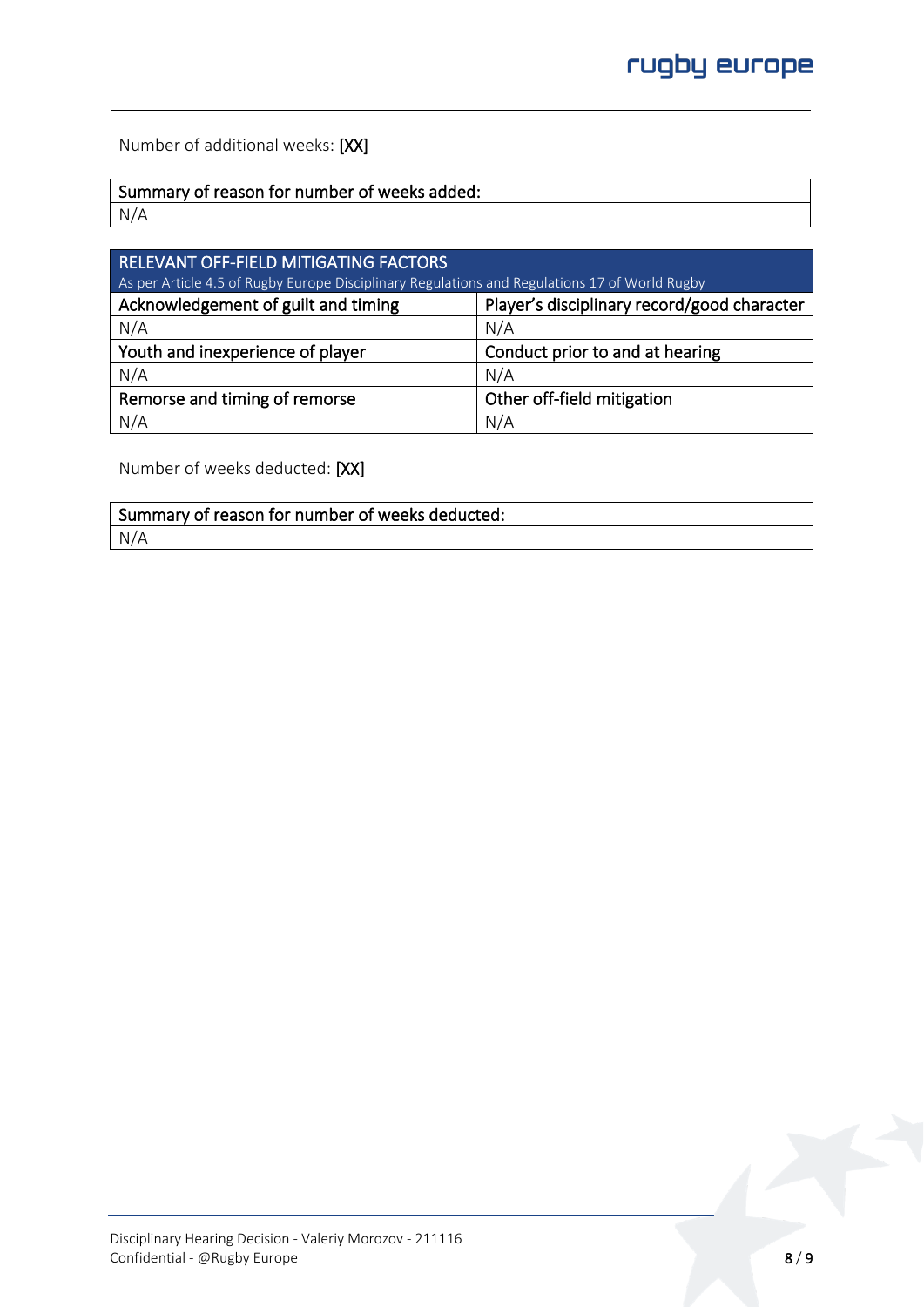Number of additional weeks: **[XX]**

| Summary of reason for number of weeks added: |
| --- |
| N/A |

| RELEVANT OFF-FIELD MITIGATING FACTORS<br>As per Article 4.5 of Rugby Europe Disciplinary Regulations and Regulations 17 of World Rugby | |
| --- | --- |
| Acknowledgement of guilt and timing | Player's disciplinary record/good character |
| N/A | N/A |
| Youth and inexperience of player | Conduct prior to and at hearing |
| N/A | N/A |
| Remorse and timing of remorse | Other off-field mitigation |
| N/A | N/A |

Number of weeks deducted: **[XX]**

| Summary of reason for number of weeks deducted: |
| --- |
| N/A |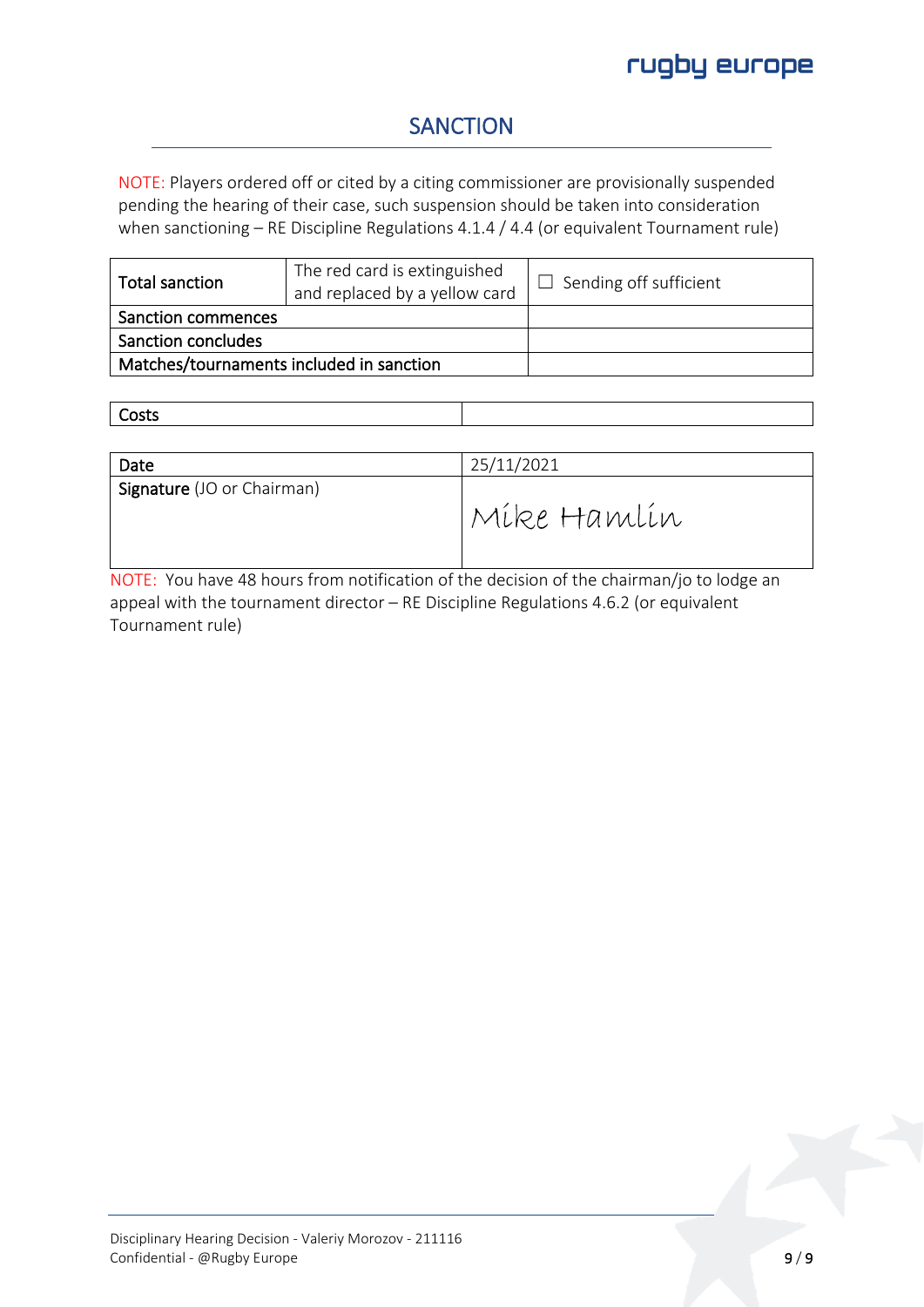# SANCTION

NOTE: Players ordered off or cited by a citing commissioner are provisionally suspended pending the hearing of their case, such suspension should be taken into consideration when sanctioning – RE Discipline Regulations 4.1.4 / 4.4 (or equivalent Tournament rule)

| | | |
|---|---|---|
| **Total sanction** | The red card is extinguished and replaced by a yellow card | ☐ Sending off sufficient |
| **Sanction commences** | | |
| **Sanction concludes** | | |
| **Matches/tournaments included in sanction** | | |

| | |
|---|---|
| **Costs** | |

| | |
|---|---|
| **Date** | 25/11/2021 |
| **Signature** (JO or Chairman) | Mike Hamlin |

NOTE: You have 48 hours from notification of the decision of the chairman/jo to lodge an appeal with the tournament director – RE Discipline Regulations 4.6.2 (or equivalent Tournament rule)